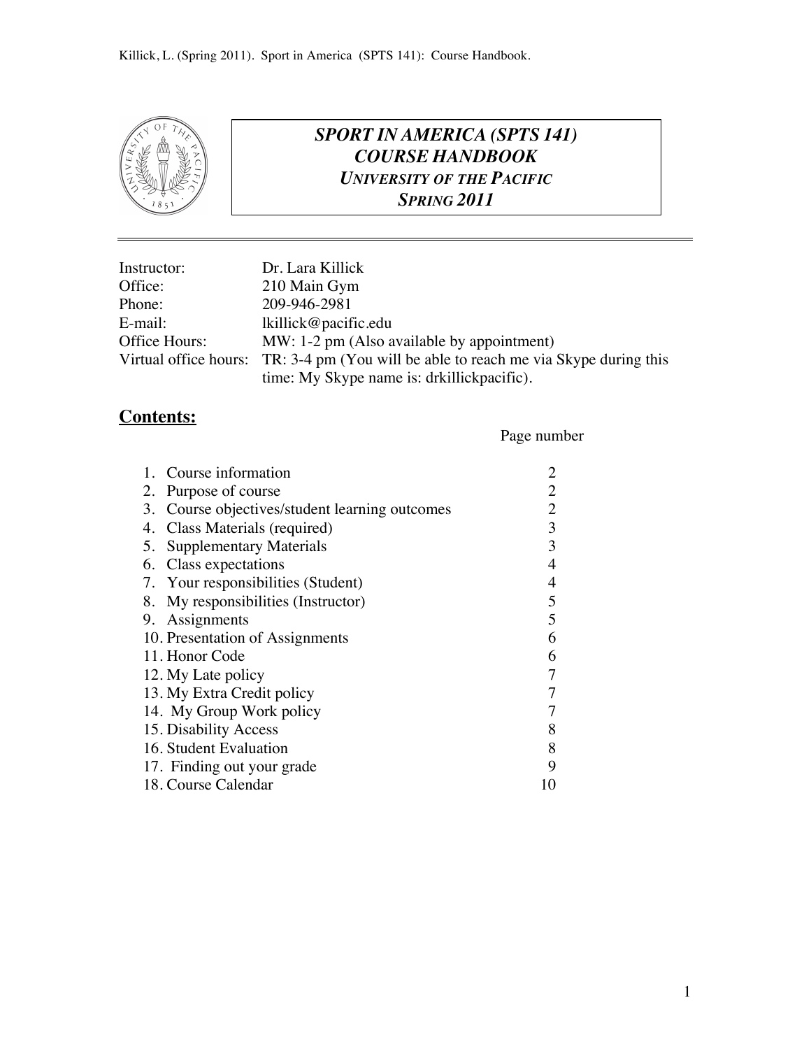# SPORT IN AMERICA (SPTS 141)
# COURSE HANDBOOK
## UNIVERSITY OF THE PACIFIC
## SPRING 2011

| | |
|---|---|
| Instructor: | Dr. Lara Killick |
| Office: | 210 Main Gym |
| Phone: | 209-946-2981 |
| E-mail: | lkillick@pacific.edu |
| Office Hours: | MW: 1-2 pm (Also available by appointment) |
| Virtual office hours: | TR: 3-4 pm (You will be able to reach me via Skype during this time: My Skype name is: drkillickpacific). |

## Contents:

| | Page number |
|---|---|
| 1. Course information | 2 |
| 2. Purpose of course | 2 |
| 3. Course objectives/student learning outcomes | 2 |
| 4. Class Materials (required) | 3 |
| 5. Supplementary Materials | 3 |
| 6. Class expectations | 4 |
| 7. Your responsibilities (Student) | 4 |
| 8. My responsibilities (Instructor) | 5 |
| 9. Assignments | 5 |
| 10. Presentation of Assignments | 6 |
| 11. Honor Code | 6 |
| 12. My Late policy | 7 |
| 13. My Extra Credit policy | 7 |
| 14. My Group Work policy | 7 |
| 15. Disability Access | 8 |
| 16. Student Evaluation | 8 |
| 17. Finding out your grade | 9 |
| 18. Course Calendar | 10 |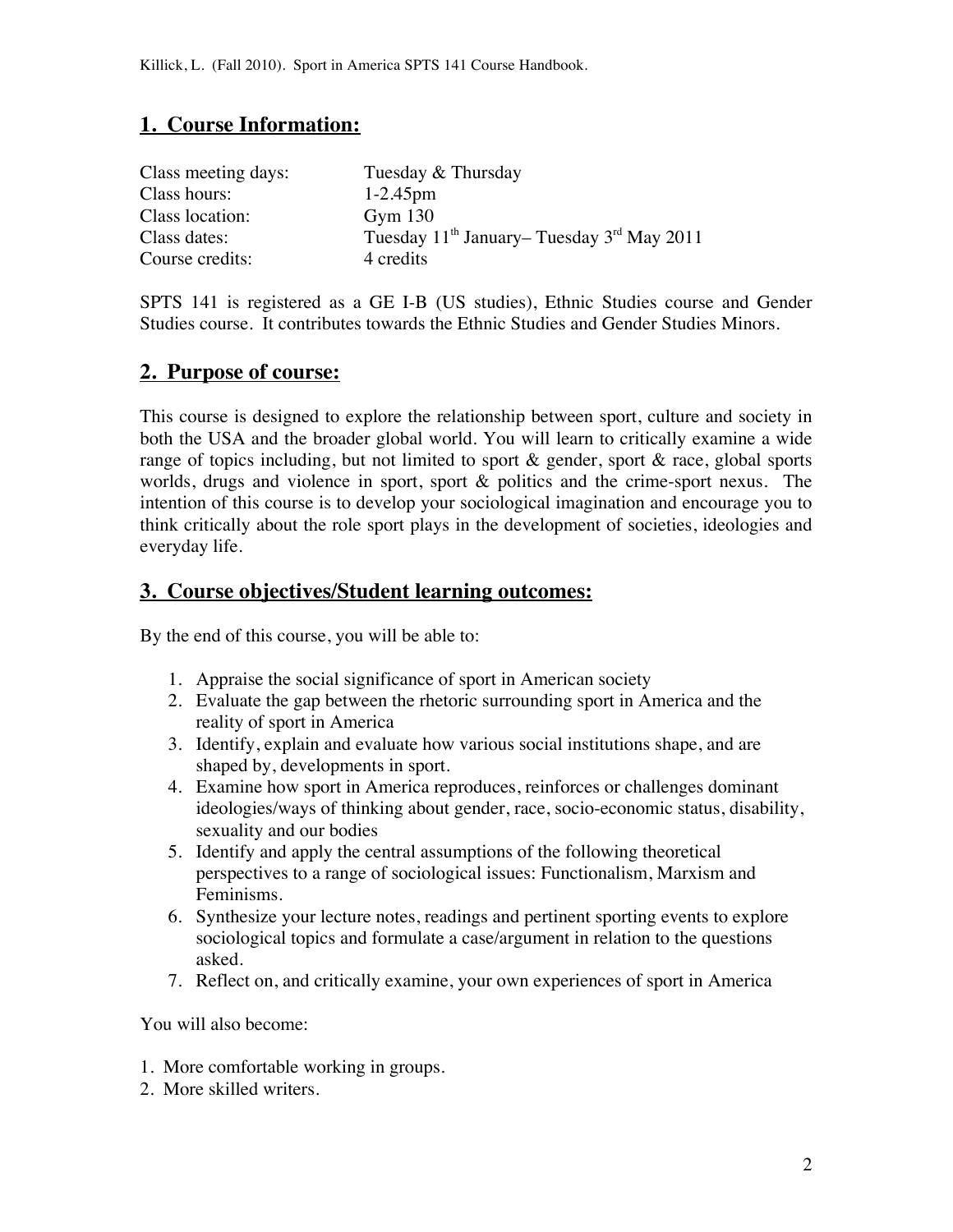## 1. Course Information:

| | |
|---|---|
| Class meeting days: | Tuesday & Thursday |
| Class hours: | 1-2.45pm |
| Class location: | Gym 130 |
| Class dates: | Tuesday 11th January– Tuesday 3rd May 2011 |
| Course credits: | 4 credits |

SPTS 141 is registered as a GE I-B (US studies), Ethnic Studies course and Gender Studies course. It contributes towards the Ethnic Studies and Gender Studies Minors.

## 2. Purpose of course:

This course is designed to explore the relationship between sport, culture and society in both the USA and the broader global world. You will learn to critically examine a wide range of topics including, but not limited to sport & gender, sport & race, global sports worlds, drugs and violence in sport, sport & politics and the crime-sport nexus. The intention of this course is to develop your sociological imagination and encourage you to think critically about the role sport plays in the development of societies, ideologies and everyday life.

## 3. Course objectives/Student learning outcomes:

By the end of this course, you will be able to:

1. Appraise the social significance of sport in American society
2. Evaluate the gap between the rhetoric surrounding sport in America and the reality of sport in America
3. Identify, explain and evaluate how various social institutions shape, and are shaped by, developments in sport.
4. Examine how sport in America reproduces, reinforces or challenges dominant ideologies/ways of thinking about gender, race, socio-economic status, disability, sexuality and our bodies
5. Identify and apply the central assumptions of the following theoretical perspectives to a range of sociological issues: Functionalism, Marxism and Feminisms.
6. Synthesize your lecture notes, readings and pertinent sporting events to explore sociological topics and formulate a case/argument in relation to the questions asked.
7. Reflect on, and critically examine, your own experiences of sport in America

You will also become:

1. More comfortable working in groups.
2. More skilled writers.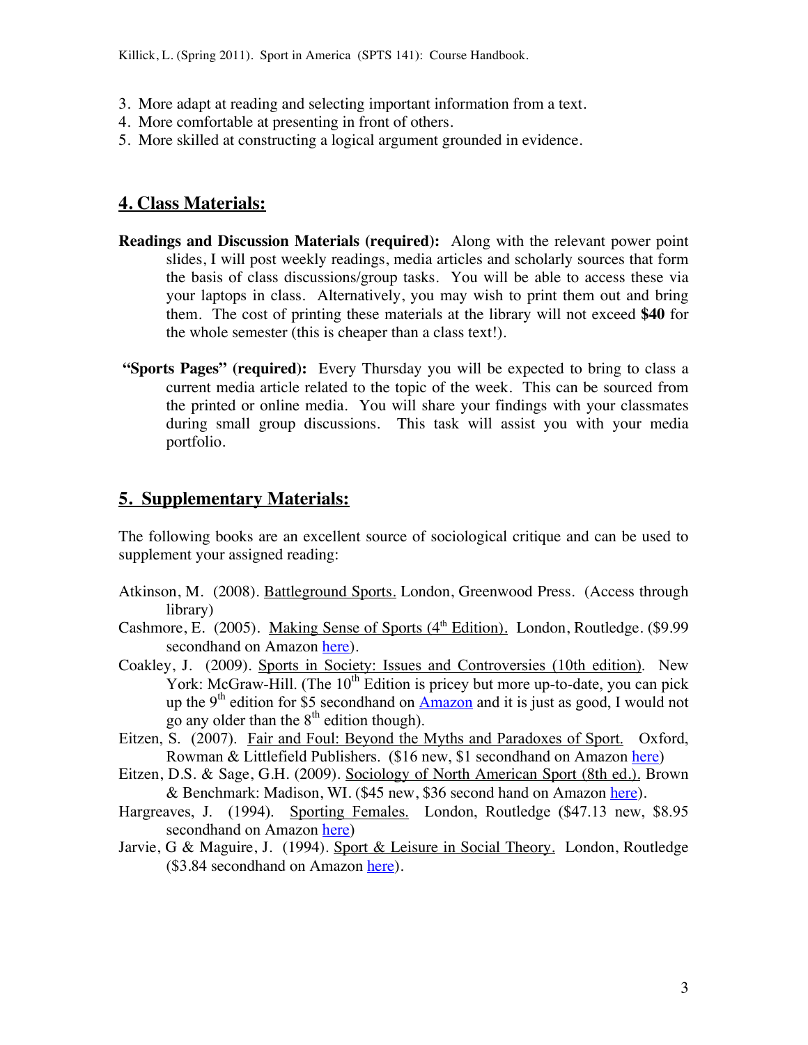3. More adapt at reading and selecting important information from a text.
4. More comfortable at presenting in front of others.
5. More skilled at constructing a logical argument grounded in evidence.

## 4. Class Materials:

**Readings and Discussion Materials (required):** Along with the relevant power point slides, I will post weekly readings, media articles and scholarly sources that form the basis of class discussions/group tasks. You will be able to access these via your laptops in class. Alternatively, you may wish to print them out and bring them. The cost of printing these materials at the library will not exceed **$40** for the whole semester (this is cheaper than a class text!).

**"Sports Pages" (required):** Every Thursday you will be expected to bring to class a current media article related to the topic of the week. This can be sourced from the printed or online media. You will share your findings with your classmates during small group discussions. This task will assist you with your media portfolio.

## 5. Supplementary Materials:

The following books are an excellent source of sociological critique and can be used to supplement your assigned reading:

Atkinson, M. (2008). Battleground Sports. London, Greenwood Press. (Access through library)

Cashmore, E. (2005). Making Sense of Sports (4th Edition). London, Routledge. ($9.99 secondhand on Amazon here).

Coakley, J. (2009). Sports in Society: Issues and Controversies (10th edition). New York: McGraw-Hill. (The 10th Edition is pricey but more up-to-date, you can pick up the 9th edition for $5 secondhand on Amazon and it is just as good, I would not go any older than the 8th edition though).

Eitzen, S. (2007). Fair and Foul: Beyond the Myths and Paradoxes of Sport. Oxford, Rowman & Littlefield Publishers. ($16 new, $1 secondhand on Amazon here)

Eitzen, D.S. & Sage, G.H. (2009). Sociology of North American Sport (8th ed.). Brown & Benchmark: Madison, WI. ($45 new, $36 second hand on Amazon here).

Hargreaves, J. (1994). Sporting Females. London, Routledge ($47.13 new, $8.95 secondhand on Amazon here)

Jarvie, G & Maguire, J. (1994). Sport & Leisure in Social Theory. London, Routledge ($3.84 secondhand on Amazon here).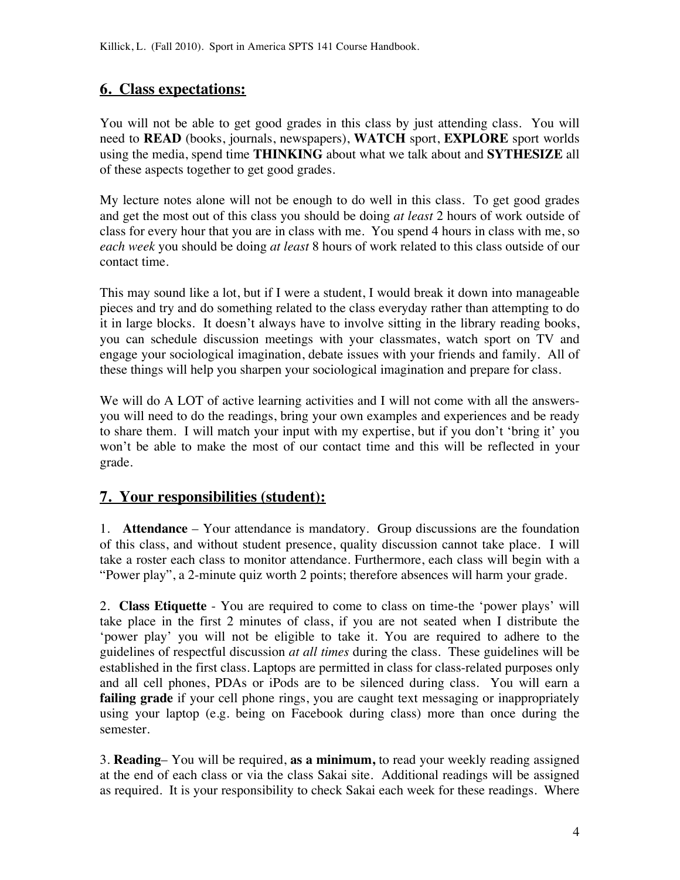## 6. Class expectations:

You will not be able to get good grades in this class by just attending class. You will need to **READ** (books, journals, newspapers), **WATCH** sport, **EXPLORE** sport worlds using the media, spend time **THINKING** about what we talk about and **SYTHESIZE** all of these aspects together to get good grades.

My lecture notes alone will not be enough to do well in this class. To get good grades and get the most out of this class you should be doing *at least* 2 hours of work outside of class for every hour that you are in class with me. You spend 4 hours in class with me, so *each week* you should be doing *at least* 8 hours of work related to this class outside of our contact time.

This may sound like a lot, but if I were a student, I would break it down into manageable pieces and try and do something related to the class everyday rather than attempting to do it in large blocks. It doesn't always have to involve sitting in the library reading books, you can schedule discussion meetings with your classmates, watch sport on TV and engage your sociological imagination, debate issues with your friends and family. All of these things will help you sharpen your sociological imagination and prepare for class.

We will do A LOT of active learning activities and I will not come with all the answers- you will need to do the readings, bring your own examples and experiences and be ready to share them. I will match your input with my expertise, but if you don't 'bring it' you won't be able to make the most of our contact time and this will be reflected in your grade.

## 7. Your responsibilities (student):

1. **Attendance** – Your attendance is mandatory. Group discussions are the foundation of this class, and without student presence, quality discussion cannot take place. I will take a roster each class to monitor attendance. Furthermore, each class will begin with a "Power play", a 2-minute quiz worth 2 points; therefore absences will harm your grade.

2. **Class Etiquette** - You are required to come to class on time-the 'power plays' will take place in the first 2 minutes of class, if you are not seated when I distribute the 'power play' you will not be eligible to take it. You are required to adhere to the guidelines of respectful discussion *at all times* during the class. These guidelines will be established in the first class. Laptops are permitted in class for class-related purposes only and all cell phones, PDAs or iPods are to be silenced during class. You will earn a **failing grade** if your cell phone rings, you are caught text messaging or inappropriately using your laptop (e.g. being on Facebook during class) more than once during the semester.

3. **Reading**– You will be required, **as a minimum,** to read your weekly reading assigned at the end of each class or via the class Sakai site. Additional readings will be assigned as required. It is your responsibility to check Sakai each week for these readings. Where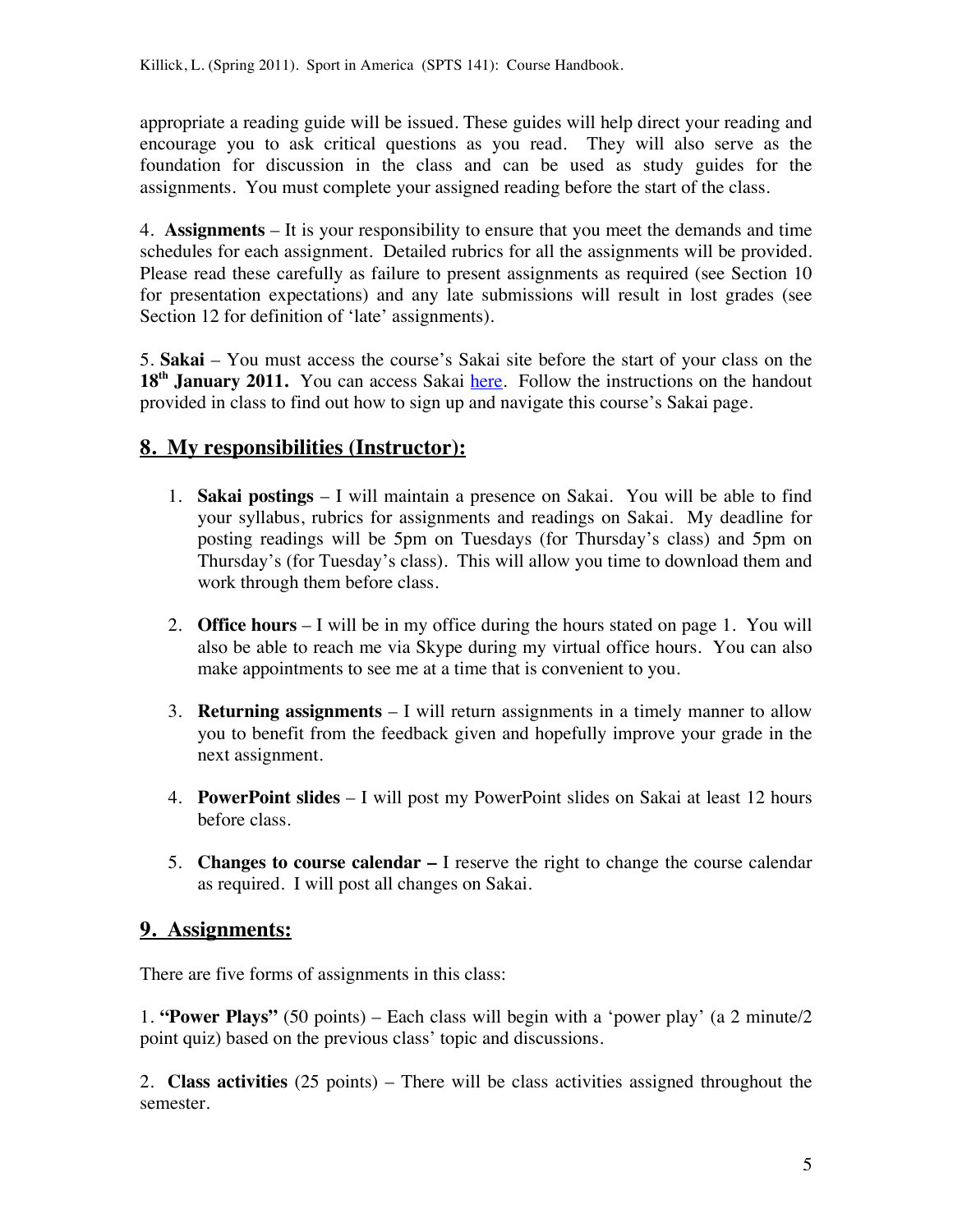appropriate a reading guide will be issued. These guides will help direct your reading and encourage you to ask critical questions as you read. They will also serve as the foundation for discussion in the class and can be used as study guides for the assignments. You must complete your assigned reading before the start of the class.

4. **Assignments** – It is your responsibility to ensure that you meet the demands and time schedules for each assignment. Detailed rubrics for all the assignments will be provided. Please read these carefully as failure to present assignments as required (see Section 10 for presentation expectations) and any late submissions will result in lost grades (see Section 12 for definition of 'late' assignments).

5. **Sakai** – You must access the course's Sakai site before the start of your class on the **18th January 2011.** You can access Sakai here. Follow the instructions on the handout provided in class to find out how to sign up and navigate this course's Sakai page.

## 8. My responsibilities (Instructor):

1. **Sakai postings** – I will maintain a presence on Sakai. You will be able to find your syllabus, rubrics for assignments and readings on Sakai. My deadline for posting readings will be 5pm on Tuesdays (for Thursday's class) and 5pm on Thursday's (for Tuesday's class). This will allow you time to download them and work through them before class.

2. **Office hours** – I will be in my office during the hours stated on page 1. You will also be able to reach me via Skype during my virtual office hours. You can also make appointments to see me at a time that is convenient to you.

3. **Returning assignments** – I will return assignments in a timely manner to allow you to benefit from the feedback given and hopefully improve your grade in the next assignment.

4. **PowerPoint slides** – I will post my PowerPoint slides on Sakai at least 12 hours before class.

5. **Changes to course calendar –** I reserve the right to change the course calendar as required. I will post all changes on Sakai.

## 9. Assignments:

There are five forms of assignments in this class:

1. **"Power Plays"** (50 points) – Each class will begin with a 'power play' (a 2 minute/2 point quiz) based on the previous class' topic and discussions.

2. **Class activities** (25 points) – There will be class activities assigned throughout the semester.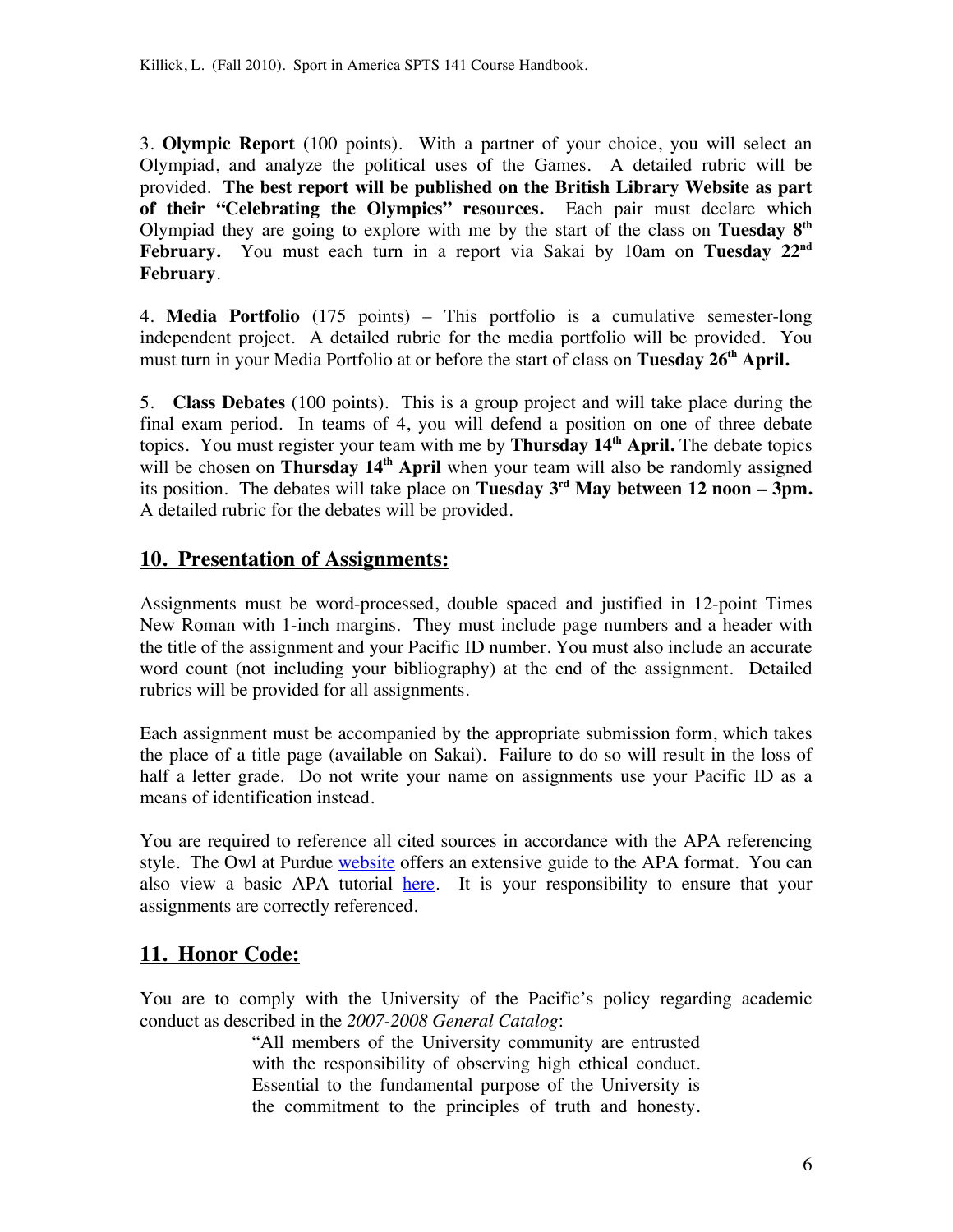3. **Olympic Report** (100 points). With a partner of your choice, you will select an Olympiad, and analyze the political uses of the Games. A detailed rubric will be provided. **The best report will be published on the British Library Website as part of their "Celebrating the Olympics" resources.** Each pair must declare which Olympiad they are going to explore with me by the start of the class on **Tuesday 8th February.** You must each turn in a report via Sakai by 10am on **Tuesday 22nd February**.

4. **Media Portfolio** (175 points) – This portfolio is a cumulative semester-long independent project. A detailed rubric for the media portfolio will be provided. You must turn in your Media Portfolio at or before the start of class on **Tuesday 26th April.**

5. **Class Debates** (100 points). This is a group project and will take place during the final exam period. In teams of 4, you will defend a position on one of three debate topics. You must register your team with me by **Thursday 14th April.** The debate topics will be chosen on **Thursday 14th April** when your team will also be randomly assigned its position. The debates will take place on **Tuesday 3rd May between 12 noon – 3pm.** A detailed rubric for the debates will be provided.

## 10. Presentation of Assignments:

Assignments must be word-processed, double spaced and justified in 12-point Times New Roman with 1-inch margins. They must include page numbers and a header with the title of the assignment and your Pacific ID number. You must also include an accurate word count (not including your bibliography) at the end of the assignment. Detailed rubrics will be provided for all assignments.

Each assignment must be accompanied by the appropriate submission form, which takes the place of a title page (available on Sakai). Failure to do so will result in the loss of half a letter grade. Do not write your name on assignments use your Pacific ID as a means of identification instead.

You are required to reference all cited sources in accordance with the APA referencing style. The Owl at Purdue website offers an extensive guide to the APA format. You can also view a basic APA tutorial here. It is your responsibility to ensure that your assignments are correctly referenced.

## 11. Honor Code:

You are to comply with the University of the Pacific's policy regarding academic conduct as described in the *2007-2008 General Catalog*:

> "All members of the University community are entrusted with the responsibility of observing high ethical conduct. Essential to the fundamental purpose of the University is the commitment to the principles of truth and honesty.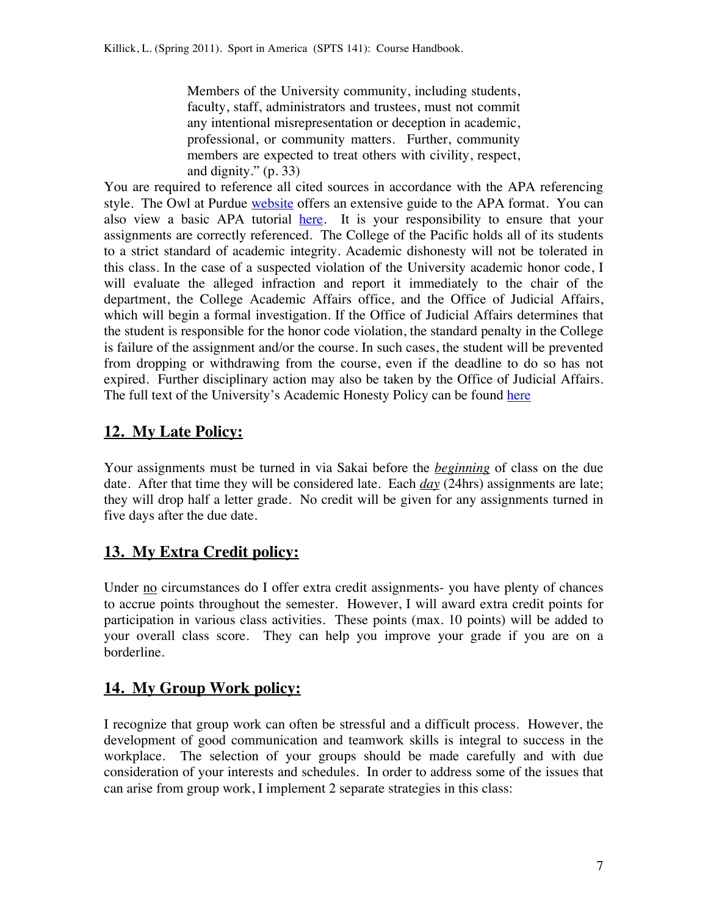> Members of the University community, including students, faculty, staff, administrators and trustees, must not commit any intentional misrepresentation or deception in academic, professional, or community matters. Further, community members are expected to treat others with civility, respect, and dignity." (p. 33)

You are required to reference all cited sources in accordance with the APA referencing style. The Owl at Purdue website offers an extensive guide to the APA format. You can also view a basic APA tutorial here. It is your responsibility to ensure that your assignments are correctly referenced. The College of the Pacific holds all of its students to a strict standard of academic integrity. Academic dishonesty will not be tolerated in this class. In the case of a suspected violation of the University academic honor code, I will evaluate the alleged infraction and report it immediately to the chair of the department, the College Academic Affairs office, and the Office of Judicial Affairs, which will begin a formal investigation. If the Office of Judicial Affairs determines that the student is responsible for the honor code violation, the standard penalty in the College is failure of the assignment and/or the course. In such cases, the student will be prevented from dropping or withdrawing from the course, even if the deadline to do so has not expired. Further disciplinary action may also be taken by the Office of Judicial Affairs. The full text of the University's Academic Honesty Policy can be found here

## 12. My Late Policy:

Your assignments must be turned in via Sakai before the ***beginning*** of class on the due date. After that time they will be considered late. Each ***day*** (24hrs) assignments are late; they will drop half a letter grade. No credit will be given for any assignments turned in five days after the due date.

## 13. My Extra Credit policy:

Under no circumstances do I offer extra credit assignments- you have plenty of chances to accrue points throughout the semester. However, I will award extra credit points for participation in various class activities. These points (max. 10 points) will be added to your overall class score. They can help you improve your grade if you are on a borderline.

## 14. My Group Work policy:

I recognize that group work can often be stressful and a difficult process. However, the development of good communication and teamwork skills is integral to success in the workplace. The selection of your groups should be made carefully and with due consideration of your interests and schedules. In order to address some of the issues that can arise from group work, I implement 2 separate strategies in this class: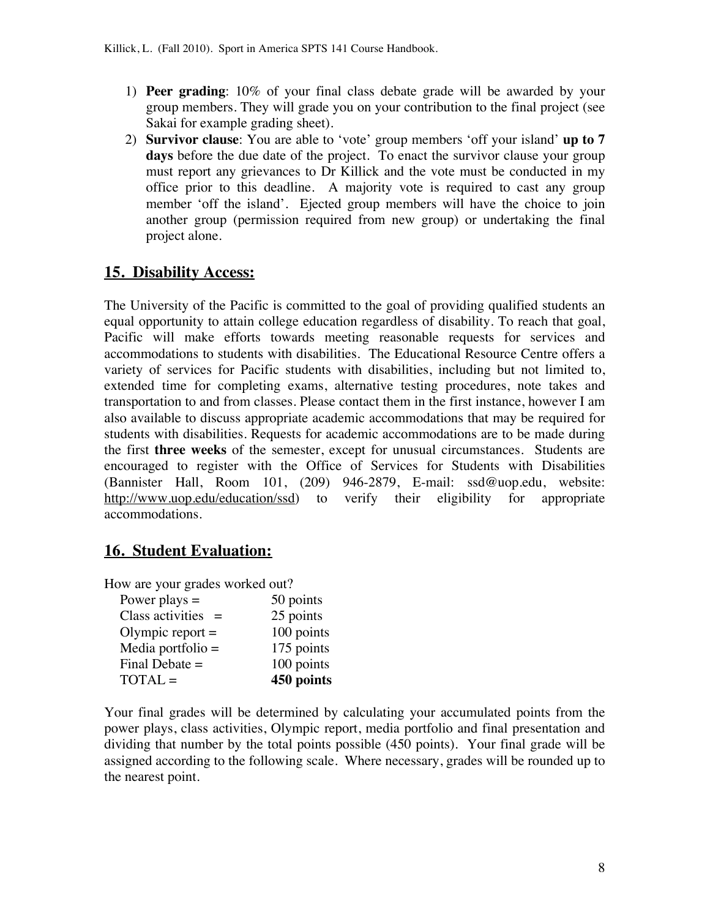1) **Peer grading**: 10% of your final class debate grade will be awarded by your group members. They will grade you on your contribution to the final project (see Sakai for example grading sheet).
2) **Survivor clause**: You are able to 'vote' group members 'off your island' **up to 7 days** before the due date of the project. To enact the survivor clause your group must report any grievances to Dr Killick and the vote must be conducted in my office prior to this deadline. A majority vote is required to cast any group member 'off the island'. Ejected group members will have the choice to join another group (permission required from new group) or undertaking the final project alone.

## 15. Disability Access:

The University of the Pacific is committed to the goal of providing qualified students an equal opportunity to attain college education regardless of disability. To reach that goal, Pacific will make efforts towards meeting reasonable requests for services and accommodations to students with disabilities. The Educational Resource Centre offers a variety of services for Pacific students with disabilities, including but not limited to, extended time for completing exams, alternative testing procedures, note takes and transportation to and from classes. Please contact them in the first instance, however I am also available to discuss appropriate academic accommodations that may be required for students with disabilities. Requests for academic accommodations are to be made during the first **three weeks** of the semester, except for unusual circumstances. Students are encouraged to register with the Office of Services for Students with Disabilities (Bannister Hall, Room 101, (209) 946-2879, E-mail: ssd@uop.edu, website: http://www.uop.edu/education/ssd) to verify their eligibility for appropriate accommodations.

## 16. Student Evaluation:

How are your grades worked out?

| | |
|---|---|
| Power plays = | 50 points |
| Class activities = | 25 points |
| Olympic report = | 100 points |
| Media portfolio = | 175 points |
| Final Debate = | 100 points |
| TOTAL = | **450 points** |

Your final grades will be determined by calculating your accumulated points from the power plays, class activities, Olympic report, media portfolio and final presentation and dividing that number by the total points possible (450 points). Your final grade will be assigned according to the following scale. Where necessary, grades will be rounded up to the nearest point.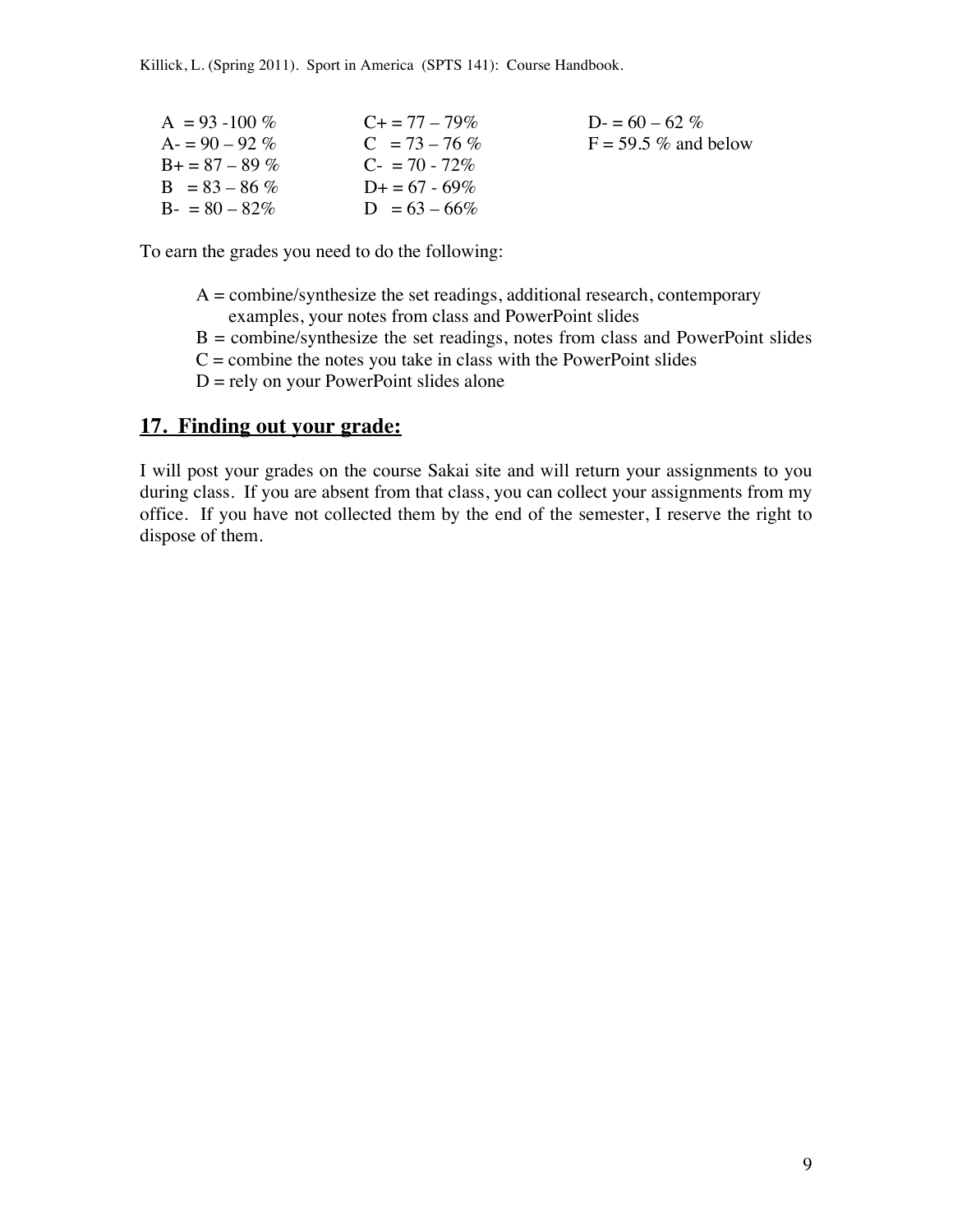| | | |
|---|---|---|
| A = 93 -100 % | C+ = 77 – 79% | D- = 60 – 62 % |
| A- = 90 – 92 % | C = 73 – 76 % | F = 59.5 % and below |
| B+ = 87 – 89 % | C- = 70 - 72% | |
| B = 83 – 86 % | D+ = 67 - 69% | |
| B- = 80 – 82% | D = 63 – 66% | |

To earn the grades you need to do the following:

A = combine/synthesize the set readings, additional research, contemporary examples, your notes from class and PowerPoint slides
B = combine/synthesize the set readings, notes from class and PowerPoint slides
C = combine the notes you take in class with the PowerPoint slides
D = rely on your PowerPoint slides alone

## 17. Finding out your grade:

I will post your grades on the course Sakai site and will return your assignments to you during class. If you are absent from that class, you can collect your assignments from my office. If you have not collected them by the end of the semester, I reserve the right to dispose of them.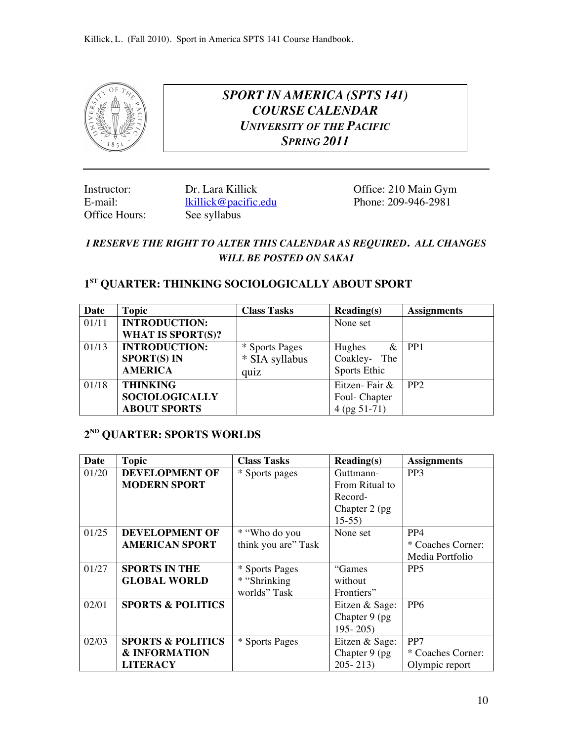# SPORT IN AMERICA (SPTS 141)
## COURSE CALENDAR
### UNIVERSITY OF THE PACIFIC
### SPRING 2011

Instructor: Dr. Lara Killick  
E-mail: lkillick@pacific.edu  
Office Hours: See syllabus  
Office: 210 Main Gym  
Phone: 209-946-2981

***I RESERVE THE RIGHT TO ALTER THIS CALENDAR AS REQUIRED. ALL CHANGES WILL BE POSTED ON SAKAI***

## 1ST QUARTER: THINKING SOCIOLOGICALLY ABOUT SPORT

| Date | Topic | Class Tasks | Reading(s) | Assignments |
|---|---|---|---|---|
| 01/11 | **INTRODUCTION: WHAT IS SPORT(S)?** | | None set | |
| 01/13 | **INTRODUCTION: SPORT(S) IN AMERICA** | * Sports Pages<br>* SIA syllabus quiz | Hughes & Coakley- The Sports Ethic | PP1 |
| 01/18 | **THINKING SOCIOLOGICALLY ABOUT SPORTS** | | Eitzen- Fair & Foul- Chapter 4 (pg 51-71) | PP2 |

## 2ND QUARTER: SPORTS WORLDS

| Date | Topic | Class Tasks | Reading(s) | Assignments |
|---|---|---|---|---|
| 01/20 | **DEVELOPMENT OF MODERN SPORT** | * Sports pages | Guttmann- From Ritual to Record- Chapter 2 (pg 15-55) | PP3 |
| 01/25 | **DEVELOPMENT OF AMERICAN SPORT** | * "Who do you think you are" Task | None set | PP4<br>* Coaches Corner: Media Portfolio |
| 01/27 | **SPORTS IN THE GLOBAL WORLD** | * Sports Pages<br>* "Shrinking worlds" Task | "Games without Frontiers" | PP5 |
| 02/01 | **SPORTS & POLITICS** | | Eitzen & Sage: Chapter 9 (pg 195- 205) | PP6 |
| 02/03 | **SPORTS & POLITICS & INFORMATION LITERACY** | * Sports Pages | Eitzen & Sage: Chapter 9 (pg 205- 213) | PP7<br>* Coaches Corner: Olympic report |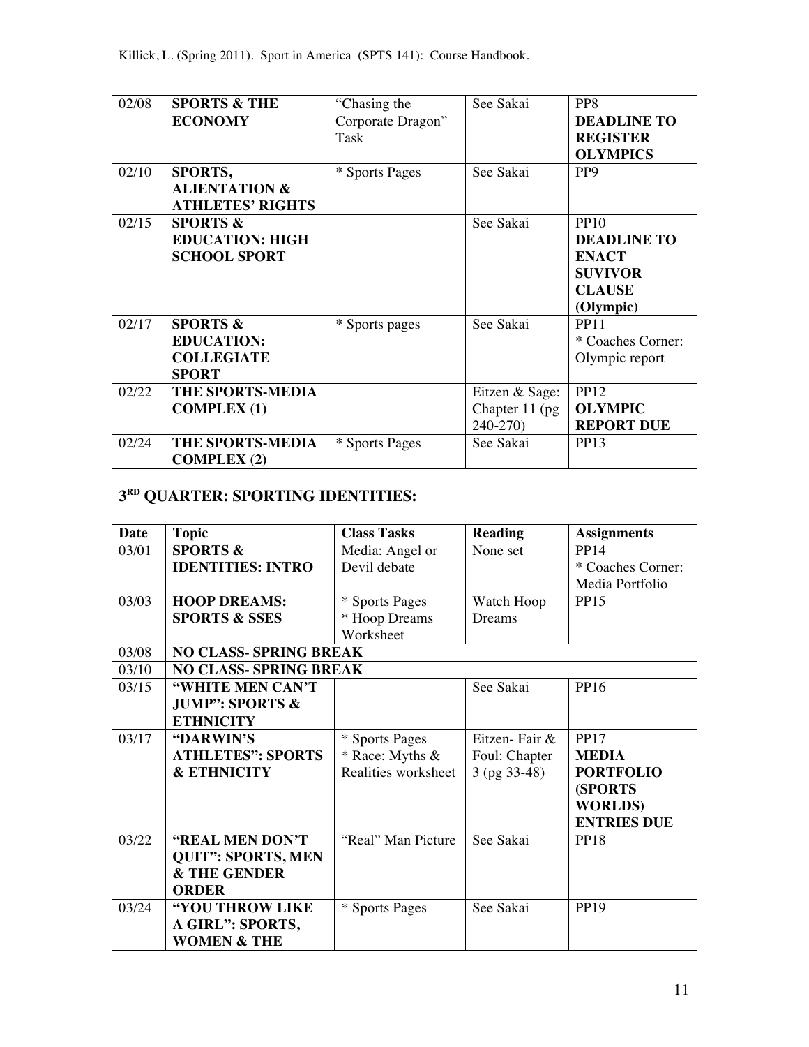| | | | | |
|---|---|---|---|---|
| 02/08 | **SPORTS & THE ECONOMY** | "Chasing the Corporate Dragon" Task | See Sakai | PP8 **DEADLINE TO REGISTER OLYMPICS** |
| 02/10 | **SPORTS, ALIENTATION & ATHLETES' RIGHTS** | * Sports Pages | See Sakai | PP9 |
| 02/15 | **SPORTS & EDUCATION: HIGH SCHOOL SPORT** | | See Sakai | PP10 **DEADLINE TO ENACT SUVIVOR CLAUSE (Olympic)** |
| 02/17 | **SPORTS & EDUCATION: COLLEGIATE SPORT** | * Sports pages | See Sakai | PP11 * Coaches Corner: Olympic report |
| 02/22 | **THE SPORTS-MEDIA COMPLEX (1)** | | Eitzen & Sage: Chapter 11 (pg 240-270) | PP12 **OLYMPIC REPORT DUE** |
| 02/24 | **THE SPORTS-MEDIA COMPLEX (2)** | * Sports Pages | See Sakai | PP13 |

## 3RD QUARTER: SPORTING IDENTITIES:

| Date | Topic | Class Tasks | Reading | Assignments |
|---|---|---|---|---|
| 03/01 | **SPORTS & IDENTITIES: INTRO** | Media: Angel or Devil debate | None set | PP14 * Coaches Corner: Media Portfolio |
| 03/03 | **HOOP DREAMS: SPORTS & SSES** | * Sports Pages * Hoop Dreams Worksheet | Watch Hoop Dreams | PP15 |
| 03/08 | **NO CLASS- SPRING BREAK** | | | |
| 03/10 | **NO CLASS- SPRING BREAK** | | | |
| 03/15 | **"WHITE MEN CAN'T JUMP": SPORTS & ETHNICITY** | | See Sakai | PP16 |
| 03/17 | **"DARWIN'S ATHLETES": SPORTS & ETHNICITY** | * Sports Pages * Race: Myths & Realities worksheet | Eitzen- Fair & Foul: Chapter 3 (pg 33-48) | PP17 **MEDIA PORTFOLIO (SPORTS WORLDS) ENTRIES DUE** |
| 03/22 | **"REAL MEN DON'T QUIT": SPORTS, MEN & THE GENDER ORDER** | "Real" Man Picture | See Sakai | PP18 |
| 03/24 | **"YOU THROW LIKE A GIRL": SPORTS, WOMEN & THE** | * Sports Pages | See Sakai | PP19 |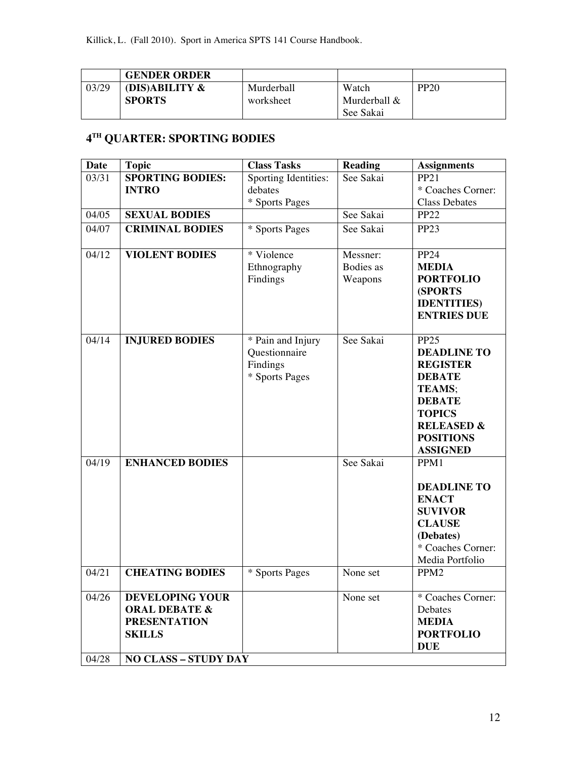| | **GENDER ORDER** | | | |
|---|---|---|---|---|
| 03/29 | **(DIS)ABILITY & SPORTS** | Murderball worksheet | Watch Murderball & See Sakai | PP20 |

## 4TH QUARTER: SPORTING BODIES

| Date | Topic | Class Tasks | Reading | Assignments |
|---|---|---|---|---|
| 03/31 | **SPORTING BODIES: INTRO** | Sporting Identities: debates<br>* Sports Pages | See Sakai | PP21<br>* Coaches Corner: Class Debates |
| 04/05 | **SEXUAL BODIES** | | See Sakai | PP22 |
| 04/07 | **CRIMINAL BODIES** | * Sports Pages | See Sakai | PP23 |
| 04/12 | **VIOLENT BODIES** | * Violence Ethnography Findings | Messner: Bodies as Weapons | PP24<br>**MEDIA PORTFOLIO (SPORTS IDENTITIES) ENTRIES DUE** |
| 04/14 | **INJURED BODIES** | * Pain and Injury Questionnaire Findings<br>* Sports Pages | See Sakai | PP25<br>**DEADLINE TO REGISTER DEBATE TEAMS; DEBATE TOPICS RELEASED & POSITIONS ASSIGNED** |
| 04/19 | **ENHANCED BODIES** | | See Sakai | PPM1<br>**DEADLINE TO ENACT SUVIVOR CLAUSE (Debates)**<br>* Coaches Corner: Media Portfolio |
| 04/21 | **CHEATING BODIES** | * Sports Pages | None set | PPM2 |
| 04/26 | **DEVELOPING YOUR ORAL DEBATE & PRESENTATION SKILLS** | | None set | * Coaches Corner: Debates<br>**MEDIA PORTFOLIO DUE** |
| 04/28 | **NO CLASS – STUDY DAY** | | | |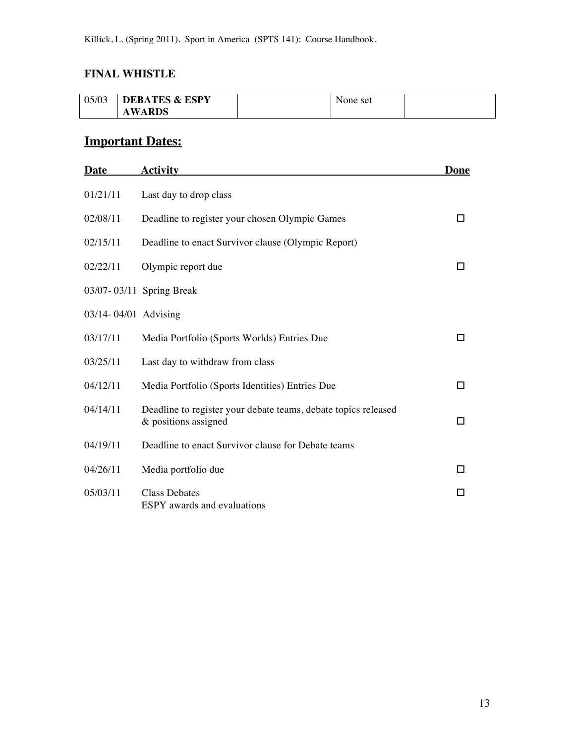### FINAL WHISTLE

| | | | | |
|---|---|---|---|---|
| 05/03 | **DEBATES & ESPY AWARDS** | | None set | |

## Important Dates:

| Date | Activity | Done |
|---|---|---|
| 01/21/11 | Last day to drop class | |
| 02/08/11 | Deadline to register your chosen Olympic Games | ☐ |
| 02/15/11 | Deadline to enact Survivor clause (Olympic Report) | |
| 02/22/11 | Olympic report due | ☐ |
| 03/07- 03/11 | Spring Break | |
| 03/14- 04/01 | Advising | |
| 03/17/11 | Media Portfolio (Sports Worlds) Entries Due | ☐ |
| 03/25/11 | Last day to withdraw from class | |
| 04/12/11 | Media Portfolio (Sports Identities) Entries Due | ☐ |
| 04/14/11 | Deadline to register your debate teams, debate topics released & positions assigned | ☐ |
| 04/19/11 | Deadline to enact Survivor clause for Debate teams | |
| 04/26/11 | Media portfolio due | ☐ |
| 05/03/11 | Class Debates<br>ESPY awards and evaluations | ☐ |